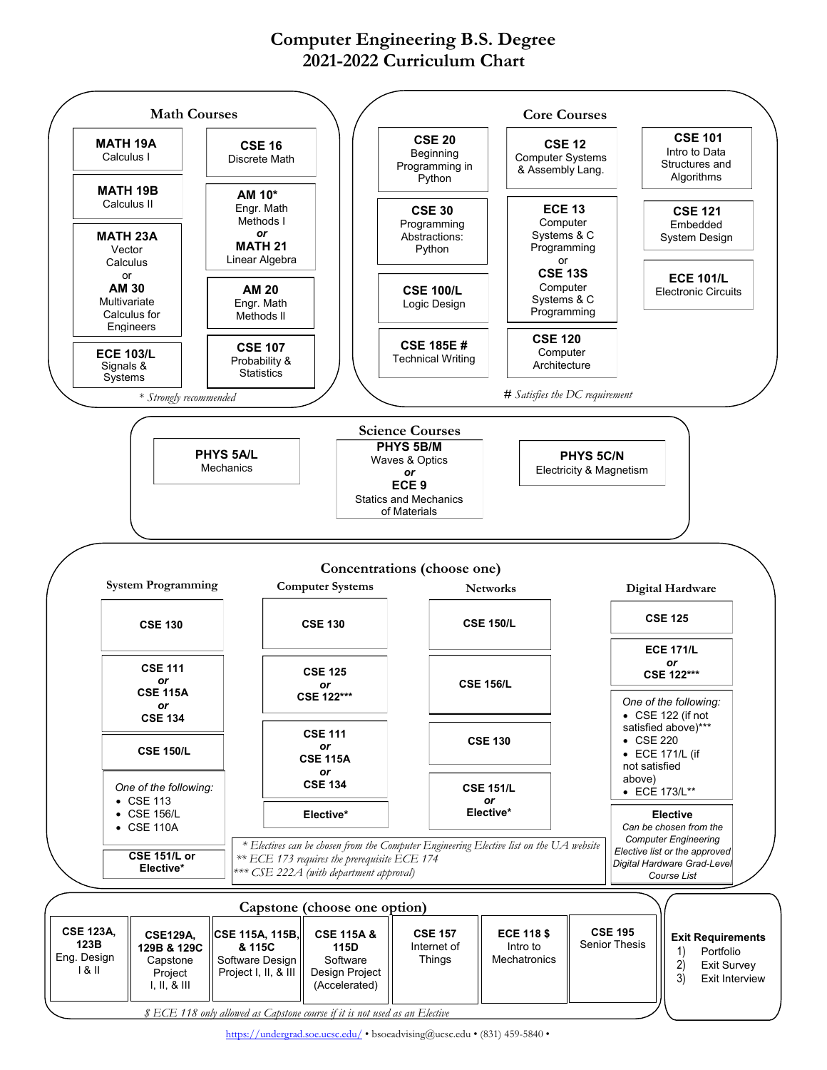# Computer Engineering B.S. Degree
# 2021-2022 Curriculum Chart

## Math Courses

- **MATH 19A** Calculus I
- **MATH 19B** Calculus II
- **MATH 23A** Vector Calculus *or* **AM 30** Multivariate Calculus for Engineers
- **ECE 103/L** Signals & Systems
- **CSE 16** Discrete Math
- **AM 10*** Engr. Math Methods I ***or*** **MATH 21** Linear Algebra
- **AM 20** Engr. Math Methods II
- **CSE 107** Probability & Statistics

*\* Strongly recommended*

## Core Courses

- **CSE 20** Beginning Programming in Python
- **CSE 30** Programming Abstractions: Python
- **CSE 100/L** Logic Design
- **CSE 185E #** Technical Writing
- **CSE 12** Computer Systems & Assembly Lang.
- **ECE 13** Computer Systems & C Programming or **CSE 13S** Computer Systems & C Programming
- **CSE 120** Computer Architecture
- **CSE 101** Intro to Data Structures and Algorithms
- **CSE 121** Embedded System Design
- **ECE 101/L** Electronic Circuits

*# Satisfies the DC requirement*

## Science Courses

- **PHYS 5A/L** Mechanics
- **PHYS 5B/M** Waves & Optics ***or*** **ECE 9** Statics and Mechanics of Materials
- **PHYS 5C/N** Electricity & Magnetism

## Concentrations (choose one)

### System Programming

- **CSE 130**
- **CSE 111** ***or*** **CSE 115A** ***or*** **CSE 134**
- **CSE 150/L**
- *One of the following:*
  - CSE 113
  - CSE 156/L
  - CSE 110A
- **CSE 151/L or Elective***

### Computer Systems

- **CSE 130**
- **CSE 125** ***or*** **CSE 122*****
- **CSE 111** ***or*** **CSE 115A** ***or*** **CSE 134**
- **Elective***

### Networks

- **CSE 150/L**
- **CSE 156/L**
- **CSE 130**
- **CSE 151/L** ***or*** **Elective***

### Digital Hardware

- **CSE 125**
- **ECE 171/L** ***or*** **CSE 122*****
- *One of the following:*
  - CSE 122 (if not satisfied above)***
  - CSE 220
  - ECE 171/L (if not satisfied above)
  - ECE 173/L**
- **Elective** *Can be chosen from the Computer Engineering Elective list or the approved Digital Hardware Grad-Level Course List*

*\* Electives can be chosen from the Computer Engineering Elective list on the UA website*
*\*\* ECE 173 requires the prerequisite ECE 174*
*\*\*\* CSE 222A (with department approval)*

## Capstone (choose one option)

- **CSE 123A, 123B** Eng. Design I & II
- **CSE129A, 129B & 129C** Capstone Project I, II, & III
- **CSE 115A, 115B, & 115C** Software Design Project I, II, & III
- **CSE 115A & 115D** Software Design Project (Accelerated)
- **CSE 157** Internet of Things
- **ECE 118 $** Intro to Mechatronics
- **CSE 195** Senior Thesis

*$ ECE 118 only allowed as Capstone course if it is not used as an Elective*

## Exit Requirements

1) Portfolio
2) Exit Survey
3) Exit Interview

https://undergrad.soe.ucsc.edu/ • bsoeadvising@ucsc.edu • (831) 459-5840 •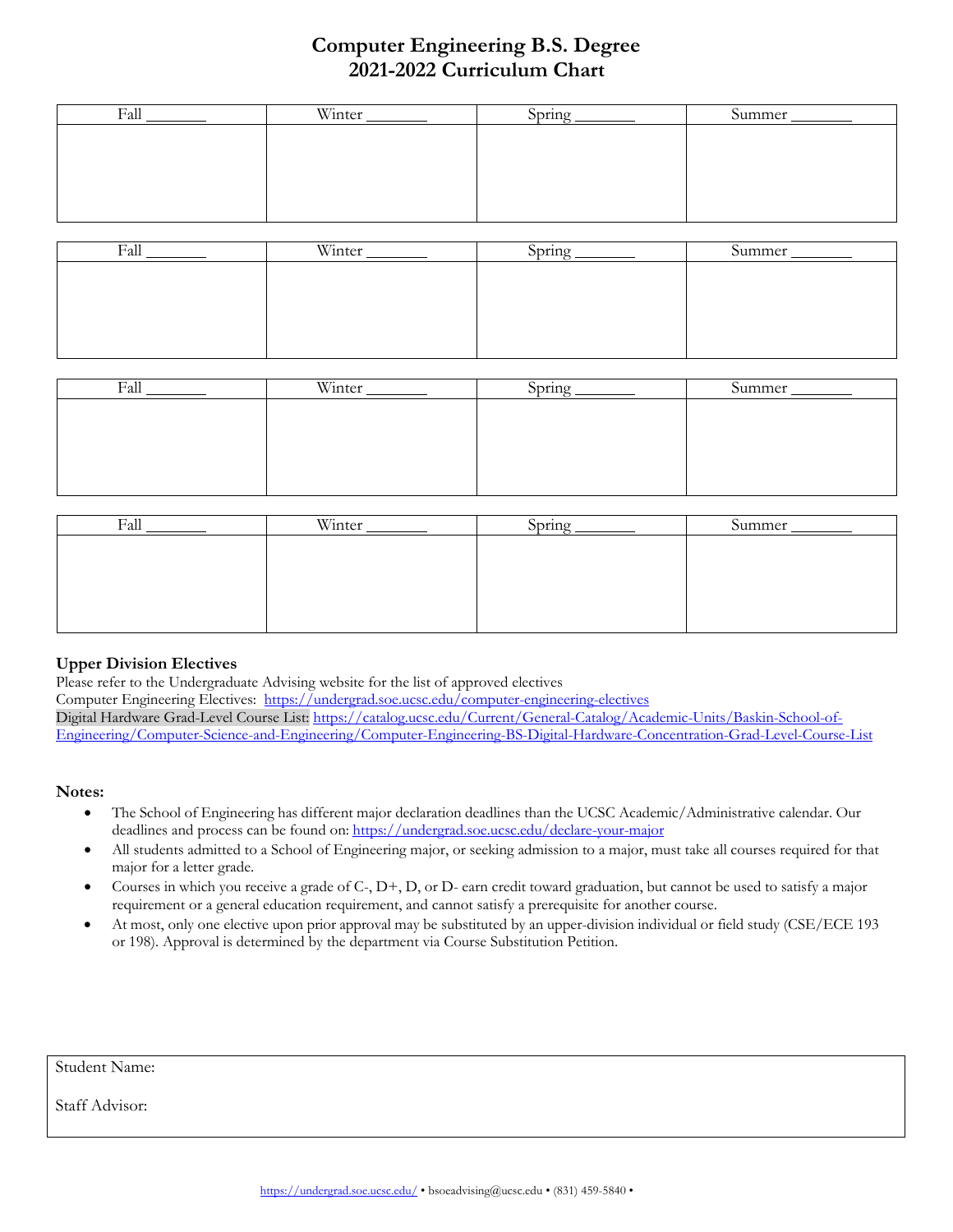# Computer Engineering B.S. Degree
# 2021-2022 Curriculum Chart

| Fall _______ | Winter _______ | Spring _______ | Summer _______ |
|---|---|---|---|
| | | | |

| Fall _______ | Winter _______ | Spring _______ | Summer _______ |
|---|---|---|---|
| | | | |

| Fall _______ | Winter _______ | Spring _______ | Summer _______ |
|---|---|---|---|
| | | | |

| Fall _______ | Winter _______ | Spring _______ | Summer _______ |
|---|---|---|---|
| | | | |

**Upper Division Electives**

Please refer to the Undergraduate Advising website for the list of approved electives
Computer Engineering Electives: https://undergrad.soe.ucsc.edu/computer-engineering-electives
Digital Hardware Grad-Level Course List: https://catalog.ucsc.edu/Current/General-Catalog/Academic-Units/Baskin-School-of-Engineering/Computer-Science-and-Engineering/Computer-Engineering-BS-Digital-Hardware-Concentration-Grad-Level-Course-List

**Notes:**

- The School of Engineering has different major declaration deadlines than the UCSC Academic/Administrative calendar. Our deadlines and process can be found on: https://undergrad.soe.ucsc.edu/declare-your-major
- All students admitted to a School of Engineering major, or seeking admission to a major, must take all courses required for that major for a letter grade.
- Courses in which you receive a grade of C-, D+, D, or D- earn credit toward graduation, but cannot be used to satisfy a major requirement or a general education requirement, and cannot satisfy a prerequisite for another course.
- At most, only one elective upon prior approval may be substituted by an upper-division individual or field study (CSE/ECE 193 or 198). Approval is determined by the department via Course Substitution Petition.

Student Name:

Staff Advisor:

https://undergrad.soe.ucsc.edu/ • bsoeadvising@ucsc.edu • (831) 459-5840 •